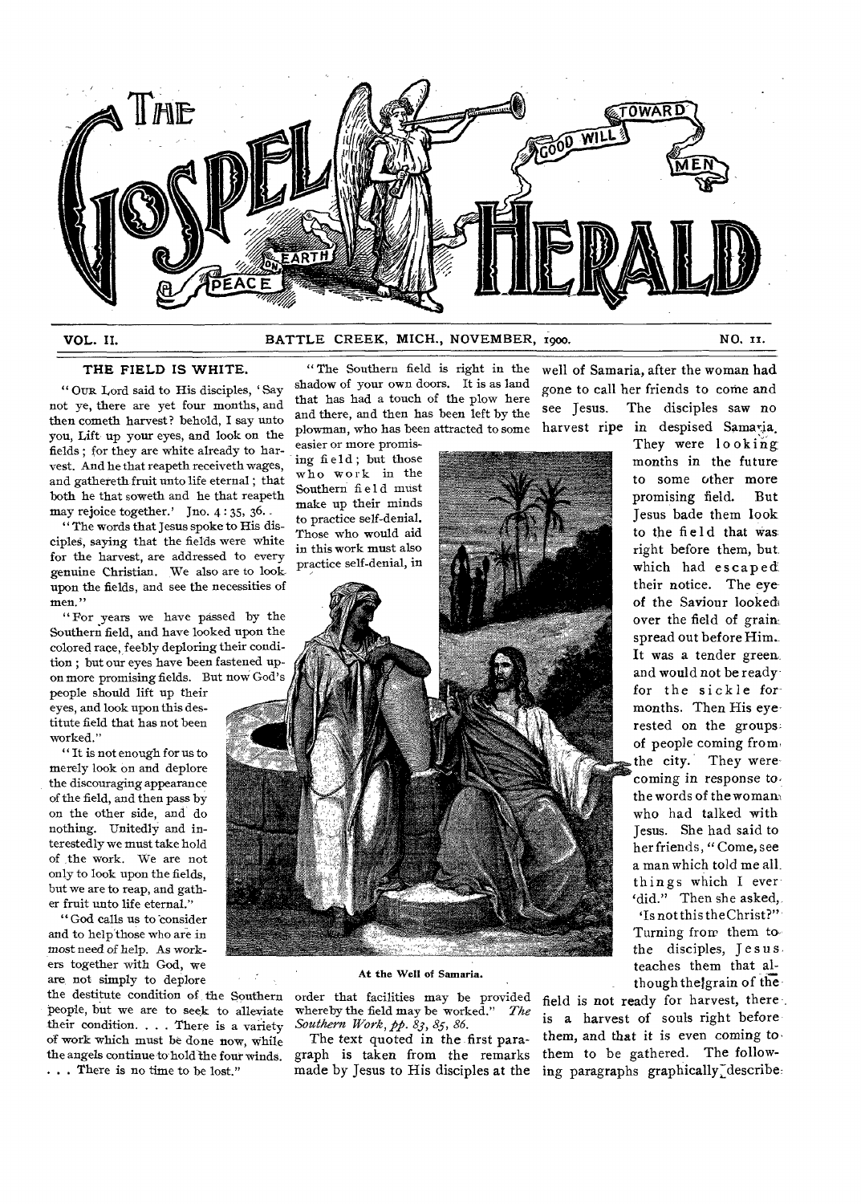# THE GOSPEL HERALD

GOOD WILL TOWARD MEN — PEACE ON EARTH

VOL. II. BATTLE CREEK, MICH., NOVEMBER, 1900. NO. 11.

## THE FIELD IS WHITE.

"OUR Lord said to His disciples, 'Say not ye, there are yet four months, and then cometh harvest? behold, I say unto you, Lift up your eyes, and look on the fields; for they are white already to harvest. And he that reapeth receiveth wages, and gathereth fruit unto life eternal; that both he that soweth and he that reapeth may rejoice together.' Jno. 4:35, 36.

"The words that Jesus spoke to His disciples, saying that the fields were white for the harvest, are addressed to every genuine Christian. We also are to look upon the fields, and see the necessities of men."

"For years we have passed by the Southern field, and have looked upon the colored race, feebly deploring their condition; but our eyes have been fastened upon more promising fields. But now God's people should lift up their eyes, and look upon this destitute field that has not been worked."

"It is not enough for us to merely look on and deplore the discouraging appearance of the field, and then pass by on the other side, and do nothing. Unitedly and interestedly we must take hold of the work. We are not only to look upon the fields, but we are to reap, and gather fruit unto life eternal."

"God calls us to consider and to help those who are in most need of help. As workers together with God, we are not simply to deplore the destitute condition of the Southern people, but we are to seek to alleviate their condition. . . . There is a variety of work which must be done now, while the angels continue to hold the four winds. . . . There is no time to be lost."

"The Southern field is right in the shadow of your own doors. It is as land that has had a touch of the plow here and there, and then has been left by the plowman, who has been attracted to some easier or more promising field; but those who work in the Southern field must make up their minds to practice self-denial. Those who would aid in this work must also practice self-denial, in order that facilities may be provided whereby the field may be worked." *The Southern Work, pp. 83, 85, 86.*

At the Well of Samaria.

The text quoted in the first paragraph is taken from the remarks made by Jesus to His disciples at the well of Samaria, after the woman had gone to call her friends to come and see Jesus. The disciples saw no harvest ripe in despised Samaria. They were looking months in the future to some other more promising field. But Jesus bade them look to the field that was right before them, but which had escaped their notice. The eye of the Saviour looked over the field of grain spread out before Him. It was a tender green, and would not be ready for the sickle for months. Then His eye rested on the groups of people coming from the city. They were coming in response to the words of the woman who had talked with Jesus. She had said to her friends, "Come, see a man which told me all things which I ever did." Then she asked, 'Is not this the Christ?" Turning from them to the disciples, Jesus teaches them that although the grain of the field is not ready for harvest, there is a harvest of souls right before them, and that it is even coming to them to be gathered. The following paragraphs graphically describe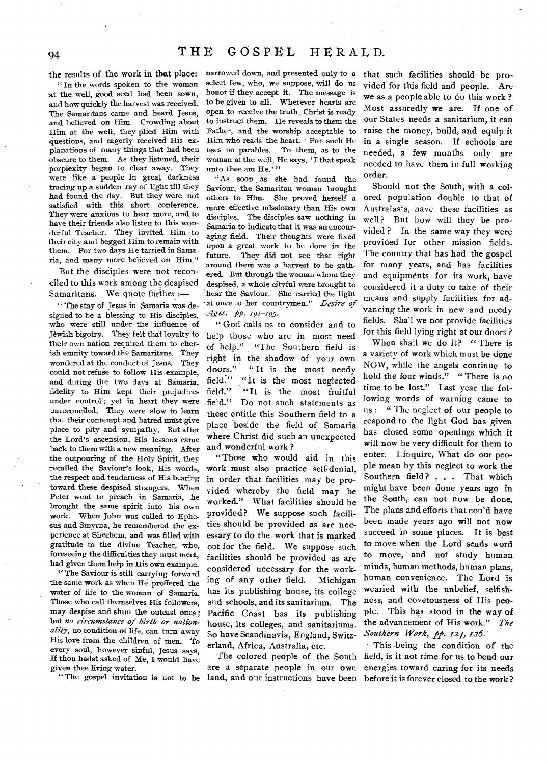the results of the work in that place:

"In the words spoken to the woman at the well, good seed had been sown, and how quickly the harvest was received. The Samaritans came and heard Jesus, and believed on Him. Crowding about Him at the well, they plied Him with questions, and eagerly received His explanations of many things that had been obscure to them. As they listened, their perplexity began to clear away. They were like a people in great darkness tracing up a sudden ray of light till they had found the day. But they were not satisfied with this short conference. They were anxious to hear more, and to have their friends also listen to this wonderful Teacher. They invited Him to their city and begged Him to remain with them. For two days He tarried in Samaria, and many more believed on Him."

But the disciples were not reconciled to this work among the despised Samaritans. We quote further:—

"The stay of Jesus in Samaria was designed to be a blessing to His disciples, who were still under the influence of Jewish bigotry. They felt that loyalty to their own nation required them to cherish enmity toward the Samaritans. They wondered at the conduct of Jesus. They could not refuse to follow His example, and during the two days at Samaria, fidelity to Him kept their prejudices under control; yet in heart they were unreconciled. They were slow to learn that their contempt and hatred must give place to pity and sympathy. But after the Lord's ascension, His lessons came back to them with a new meaning. After the outpouring of the Holy Spirit, they recalled the Saviour's look, His words, the respect and tenderness of His bearing toward these despised strangers. When Peter went to preach in Samaria, he brought the same spirit into his own work. When John was called to Ephesus and Smyrna, he remembered the experience at Shechem, and was filled with gratitude to the divine Teacher, who, foreseeing the difficulties they must meet, had given them help in His own example.

"The Saviour is still carrying forward the same work as when He proffered the water of life to the woman of Samaria. Those who call themselves His followers, may despise and shun the outcast ones; but *no circumstance of birth or nationality*, no condition of life, can turn away His love from the children of men. To every soul, however sinful, Jesus says, If thou hadst asked of Me, I would have given thee living water.

"The gospel invitation is not to be narrowed down, and presented only to a select few, who, we suppose, will do us honor if they accept it. The message is to be given to all. Wherever hearts are open to receive the truth, Christ is ready to instruct them. He reveals to them the Father, and the worship acceptable to Him who reads the heart. For such He uses no parables. To them, as to the woman at the well, He says, 'I that speak unto thee am He.'"

"As soon as she had found the Saviour, the Samaritan woman brought others to Him. She proved herself a more effective missionary than His own disciples. The disciples saw nothing in Samaria to indicate that it was an encouraging field. Their thoughts were fixed upon a great work to be done in the future. They did not see that right around them was a harvest to be gathered. But through the woman whom they despised, a whole cityful were brought to hear the Saviour. She carried the light at once to her countrymen." *Desire of Ages. pp. 191–195.*

"God calls us to consider and to help those who are in most need of help." "The Southern field is right in the shadow of your own doors." "It is the most needy field." "It is the most neglected field." "It is the most fruitful field." Do not such statements as these entitle this Southern field to a place beside the field of Samaria where Christ did such an unexpected and wonderful work?

"Those who would aid in this work must also practice self-denial, in order that facilities may be provided whereby the field may be worked." What facilities should be provided? We suppose such facilities should be provided as are necessary to do the work that is marked out for the field. We suppose such facilities should be provided as are considered necessary for the working of any other field. Michigan has its publishing house, its college and schools, and its sanitarium. The Pacific Coast has its publishing house, its colleges, and sanitariums. So have Scandinavia, England, Switzerland, Africa, Australia, etc.

The colored people of the South are a separate people in our own land, and our instructions have been that such facilities should be provided for this field and people. Are we as a people able to do this work? Most assuredly we are. If one of our States needs a sanitarium, it can raise the money, build, and equip it in a single season. If schools are needed, a few months only are needed to have them in full working order.

Should not the South, with a colored population double to that of Australasia, have these facilities as well? But how will they be provided? In the same way they were provided for other mission fields. The country that has had the gospel for many years, and has facilities and equipments for its work, have considered it a duty to take of their means and supply facilities for advancing the work in new and needy fields. Shall we not provide facilities for this field lying right at our doors?

When shall we do it? "There is a variety of work which must be done NOW, while the angels continue to hold the four winds." "There is no time to be lost." Last year the following words of warning came to us: "The neglect of our people to respond to the light God has given has closed some openings which it will now be very difficult for them to enter. I inquire, What do our people mean by this neglect to work the Southern field? . . . That which might have been done years ago in the South, can not now be done. The plans and efforts that could have been made years ago will not now succeed in some places. It is best to move when the Lord sends word to move, and not study human minds, human methods, human plans, human convenience. The Lord is wearied with the unbelief, selfishness, and covetousness of His people. This has stood in the way of the advancement of His work." *The Southern Work, pp. 124, 126.*

This being the condition of the field, is it not time for us to bend our energies toward caring for its needs before it is forever closed to the work?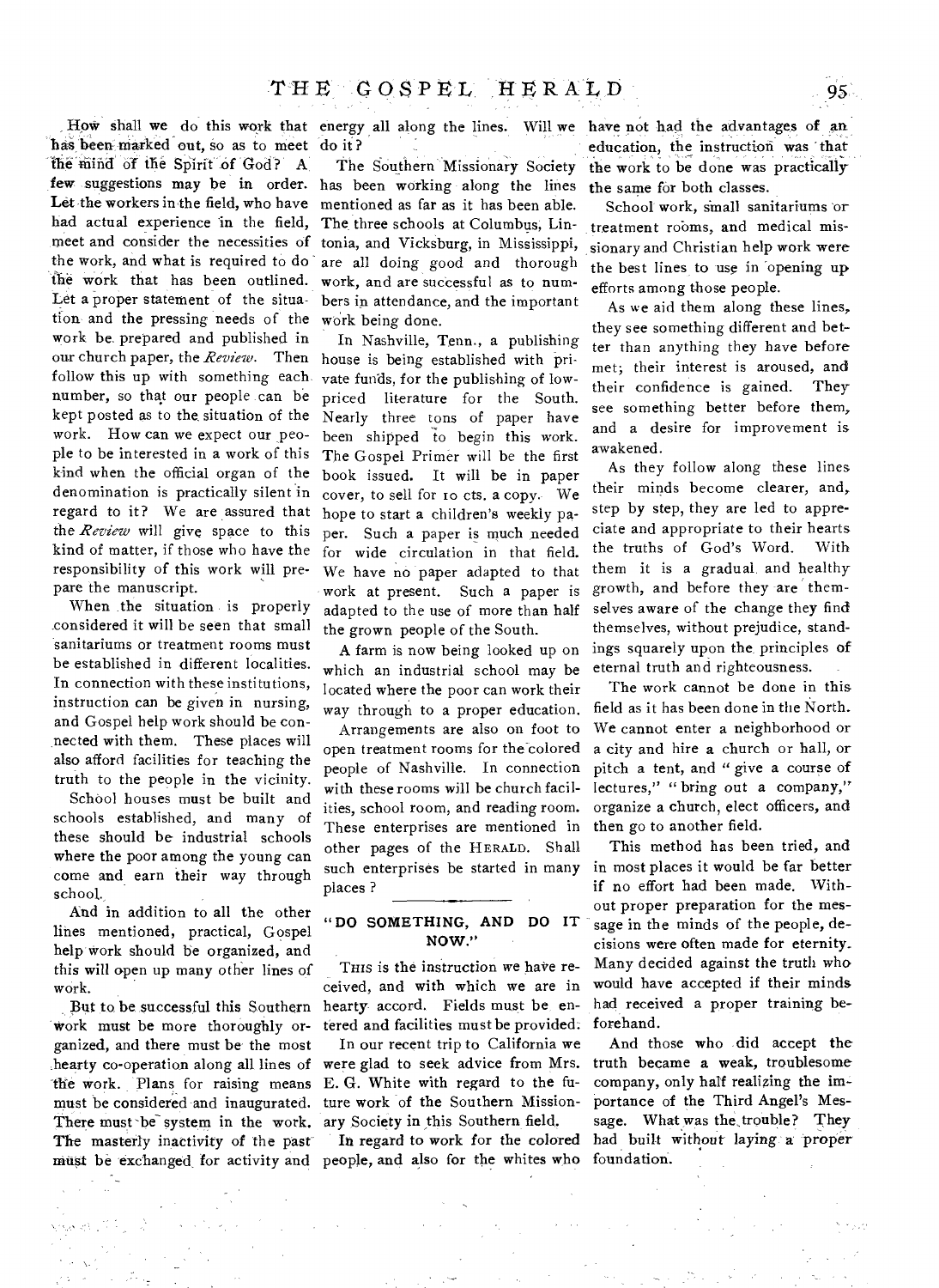How shall we do this work that has been marked out, so as to meet the mind of the Spirit of God? A few suggestions may be in order. Let the workers in the field, who have had actual experience in the field, meet and consider the necessities of the work, and what is required to do the work that has been outlined. Let a proper statement of the situation and the pressing needs of the work be prepared and published in our church paper, the *Review*. Then follow this up with something each number, so that our people can be kept posted as to the situation of the work. How can we expect our people to be interested in a work of this kind when the official organ of the denomination is practically silent in regard to it? We are assured that the *Review* will give space to this kind of matter, if those who have the responsibility of this work will prepare the manuscript.

When the situation is properly considered it will be seen that small sanitariums or treatment rooms must be established in different localities. In connection with these institutions, instruction can be given in nursing, and Gospel help work should be connected with them. These places will also afford facilities for teaching the truth to the people in the vicinity.

School houses must be built and schools established, and many of these should be industrial schools where the poor among the young can come and earn their way through school.

And in addition to all the other lines mentioned, practical, Gospel help work should be organized, and this will open up many other lines of work.

But to be successful this Southern work must be more thoroughly organized, and there must be the most hearty co-operation along all lines of the work. Plans for raising means must be considered and inaugurated. There must be system in the work. The masterly inactivity of the past must be exchanged for activity and energy all along the lines. Will we do it?

The Southern Missionary Society has been working along the lines mentioned as far as it has been able. The three schools at Columbus, Lintonia, and Vicksburg, in Mississippi, are all doing good and thorough work, and are successful as to numbers in attendance, and the important work being done.

In Nashville, Tenn., a publishing house is being established with private funds, for the publishing of low-priced literature for the South. Nearly three tons of paper have been shipped to begin this work. The Gospel Primer will be the first book issued. It will be in paper cover, to sell for 10 cts. a copy. We hope to start a children's weekly paper. Such a paper is much needed for wide circulation in that field. We have no paper adapted to that work at present. Such a paper is adapted to the use of more than half the grown people of the South.

A farm is now being looked up on which an industrial school may be located where the poor can work their way through to a proper education.

Arrangements are also on foot to open treatment rooms for the colored people of Nashville. In connection with these rooms will be church facilities, school room, and reading room. These enterprises are mentioned in other pages of the HERALD. Shall such enterprises be started in many places?

## "DO SOMETHING, AND DO IT NOW."

THIS is the instruction we have received, and with which we are in hearty accord. Fields must be entered and facilities must be provided.

In our recent trip to California we were glad to seek advice from Mrs. E. G. White with regard to the future work of the Southern Missionary Society in this Southern field.

In regard to work for the colored people, and also for the whites who have not had the advantages of an education, the instruction was that the work to be done was practically the same for both classes.

School work, small sanitariums or treatment rooms, and medical missionary and Christian help work were the best lines to use in opening up efforts among those people.

As we aid them along these lines, they see something different and better than anything they have before met; their interest is aroused, and their confidence is gained. They see something better before them, and a desire for improvement is awakened.

As they follow along these lines their minds become clearer, and, step by step, they are led to appreciate and appropriate to their hearts the truths of God's Word. With them it is a gradual and healthy growth, and before they are themselves aware of the change they find themselves, without prejudice, standings squarely upon the principles of eternal truth and righteousness.

The work cannot be done in this field as it has been done in the North. We cannot enter a neighborhood or a city and hire a church or hall, or pitch a tent, and "give a course of lectures," "bring out a company," organize a church, elect officers, and then go to another field.

This method has been tried, and in most places it would be far better if no effort had been made. Without proper preparation for the message in the minds of the people, decisions were often made for eternity. Many decided against the truth who would have accepted if their minds had received a proper training beforehand.

And those who did accept the truth became a weak, troublesome company, only half realizing the importance of the Third Angel's Message. What was the trouble? They had built without laying a proper foundation.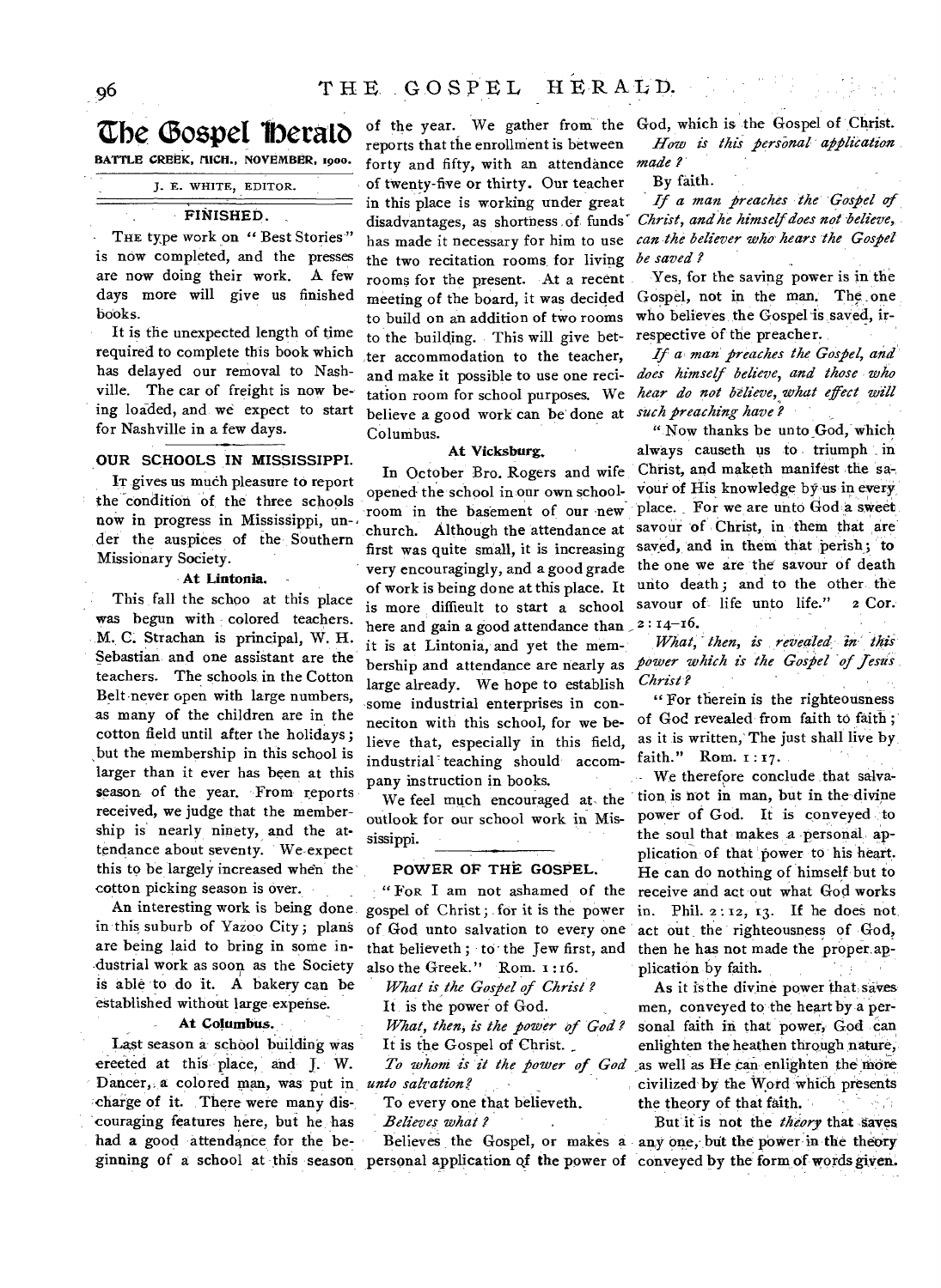# The Gospel Herald

BATTLE CREEK, MICH., NOVEMBER, 1900.

J. E. WHITE, EDITOR.

## FINISHED.

THE type work on "Best Stories" is now completed, and the presses are now doing their work. A few days more will give us finished books.

It is the unexpected length of time required to complete this book which has delayed our removal to Nashville. The car of freight is now being loaded, and we expect to start for Nashville in a few days.

## OUR SCHOOLS IN MISSISSIPPI.

IT gives us much pleasure to report the condition of the three schools now in progress in Mississippi, under the auspices of the Southern Missionary Society.

### At Lintonia.

This fall the schoo at this place was begun with colored teachers. M. C. Strachan is principal, W. H. Sebastian and one assistant are the teachers. The schools in the Cotton Belt never open with large numbers, as many of the children are in the cotton field until after the holidays; but the membership in this school is larger than it ever has been at this season of the year. From reports received, we judge that the membership is nearly ninety, and the attendance about seventy. We expect this to be largely increased when the cotton picking season is over.

An interesting work is being done in this suburb of Yazoo City; plans are being laid to bring in some industrial work as soon as the Society is able to do it. A bakery can be established without large expense.

### At Columbus.

Last season a school building was ereeted at this place, and J. W. Dancer, a colored man, was put in charge of it. There were many discouraging features here, but he has had a good attendance for the beginning of a school at this season of the year. We gather from the reports that the enrollment is between forty and fifty, with an attendance of twenty-five or thirty. Our teacher in this place is working under great disadvantages, as shortness of funds has made it necessary for him to use the two recitation rooms for living rooms for the present. At a recent meeting of the board, it was decided to build on an addition of two rooms to the building. This will give better accommodation to the teacher, and make it possible to use one recitation room for school purposes. We believe a good work can be done at Columbus.

### At Vicksburg.

In October Bro. Rogers and wife opened the school in our own schoolroom in the basement of our new church. Although the attendance at first was quite small, it is increasing very encouragingly, and a good grade of work is being done at this place. It is more diffieult to start a school here and gain a good attendance than it is at Lintonia, and yet the membership and attendance are nearly as large already. We hope to establish some industrial enterprises in conneciton with this school, for we believe that, especially in this field, industrial teaching should accompany instruction in books.

We feel much encouraged at the outlook for our school work in Mississippi.

## POWER OF THE GOSPEL.

"FOR I am not ashamed of the gospel of Christ; for it is the power of God unto salvation to every one that believeth; to the Jew first, and also the Greek." Rom. 1:16.

*What is the Gospel of Christ?*

It is the power of God.

*What, then, is the power of God?*

It is the Gospel of Christ.

*To whom is it the power of God unto salvation?*

To every one that believeth.

*Believes what?*

Believes the Gospel, or makes a personal application of the power of God, which is the Gospel of Christ.

*How is this personal application made?*

By faith.

*If a man preaches the Gospel of Christ, and he himself does not believe, can the believer who hears the Gospel be saved?*

Yes, for the saving power is in the Gospel, not in the man. The one who believes the Gospel is saved, irrespective of the preacher.

*If a man preaches the Gospel, and does himself believe, and those who hear do not believe, what effect will such preaching have?*

"Now thanks be unto God, which always causeth us to triumph in Christ, and maketh manifest the savour of His knowledge by us in every place. For we are unto God a sweet savour of Christ, in them that are saved, and in them that perish; to the one we are the savour of death unto death; and to the other the savour of life unto life." 2 Cor. 2:14–16.

*What, then, is revealed in this power which is the Gospel of Jesus Christ?*

"For therein is the righteousness of God revealed from faith to faith; as it is written, The just shall live by faith." Rom. 1:17.

We therefore conclude that salvation is not in man, but in the divine power of God. It is conveyed to the soul that makes a personal application of that power to his heart. He can do nothing of himself but to receive and act out what God works in. Phil. 2:12, 13. If he does not act out the righteousness of God, then he has not made the proper application by faith.

As it is the divine power that saves men, conveyed to the heart by a personal faith in that power, God can enlighten the heathen through nature, as well as He can enlighten the more civilized by the Word which presents the theory of that faith.

But it is not the *theory* that saves any one, but the power in the theory conveyed by the form of words given.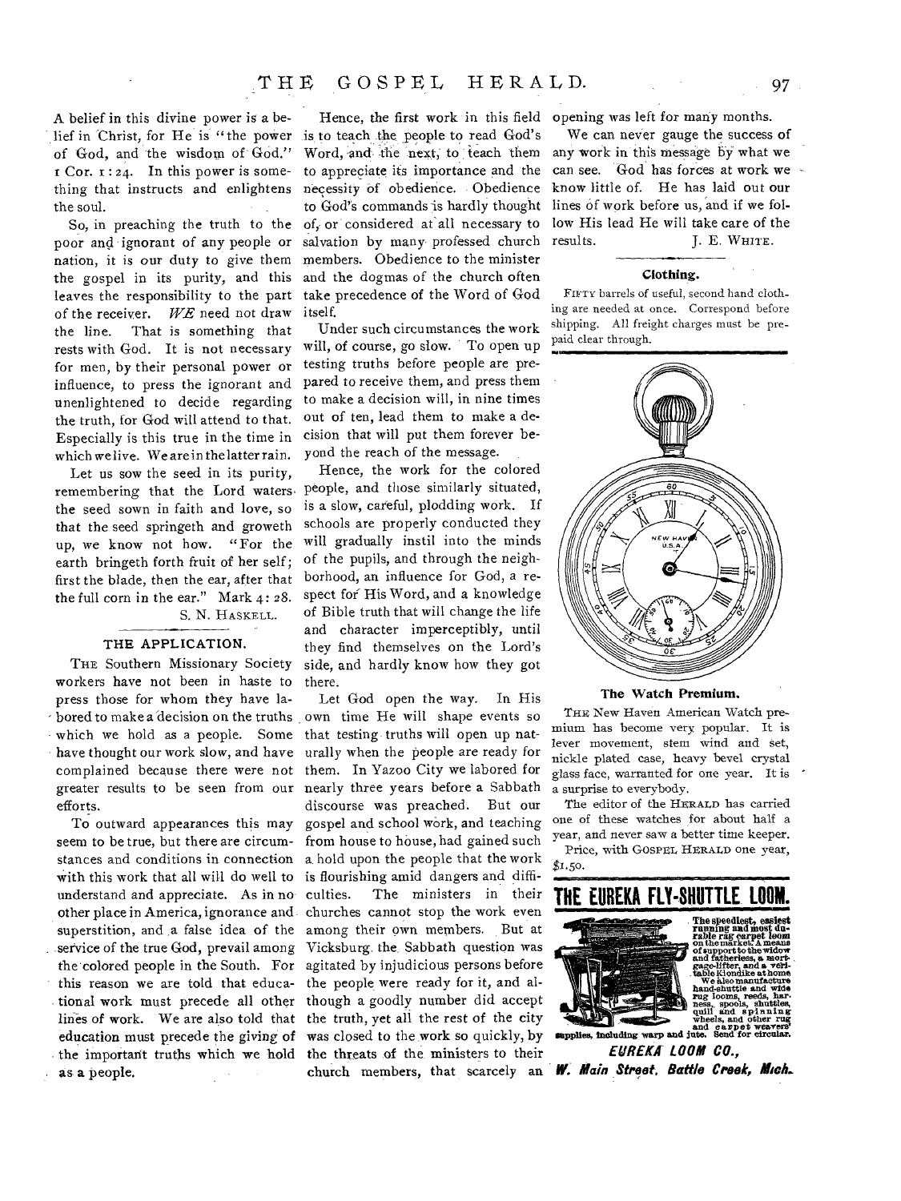A belief in this divine power is a belief in Christ, for He is "the power of God, and the wisdom of God." 1 Cor. 1:24. In this power is something that instructs and enlightens the soul.

So, in preaching the truth to the poor and ignorant of any people or nation, it is our duty to give them the gospel in its purity, and this leaves the responsibility to the part of the receiver. *WE* need not draw the line. That is something that rests with God. It is not necessary for men, by their personal power or influence, to press the ignorant and unenlightened to decide regarding the truth, for God will attend to that. Especially is this true in the time in which we live. We are in the latter rain.

Let us sow the seed in its purity, remembering that the Lord waters the seed sown in faith and love, so that the seed springeth and groweth up, we know not how. "For the earth bringeth forth fruit of her self; first the blade, then the ear, after that the full corn in the ear." Mark 4:28.

S. N. HASKELL.

## THE APPLICATION.

THE Southern Missionary Society workers have not been in haste to press those for whom they have labored to make a decision on the truths which we hold as a people. Some have thought our work slow, and have complained because there were not greater results to be seen from our efforts.

To outward appearances this may seem to be true, but there are circumstances and conditions in connection with this work that all will do well to understand and appreciate. As in no other place in America, ignorance and superstition, and a false idea of the service of the true God, prevail among the colored people in the South. For this reason we are told that educational work must precede all other lines of work. We are also told that education must precede the giving of the important truths which we hold as a people.

Hence, the first work in this field is to teach the people to read God's Word, and the next, to teach them to appreciate its importance and the necessity of obedience. Obedience to God's commands is hardly thought of, or considered at all necessary to salvation by many professed church members. Obedience to the minister and the dogmas of the church often take precedence of the Word of God itself.

Under such circumstances the work will, of course, go slow. To open up testing truths before people are prepared to receive them, and press them to make a decision will, in nine times out of ten, lead them to make a decision that will put them forever beyond the reach of the message.

Hence, the work for the colored people, and those similarly situated, is a slow, careful, plodding work. If schools are properly conducted they will gradually instil into the minds of the pupils, and through the neighborhood, an influence for God, a respect for His Word, and a knowledge of Bible truth that will change the life and character imperceptibly, until they find themselves on the Lord's side, and hardly know how they got there.

Let God open the way. In His own time He will shape events so that testing truths will open up naturally when the people are ready for them. In Yazoo City we labored for nearly three years before a Sabbath discourse was preached. But our gospel and school work, and teaching from house to house, had gained such a hold upon the people that the work is flourishing amid dangers and difficulties. The ministers in their churches cannot stop the work even among their own members. But at Vicksburg the Sabbath question was agitated by injudicious persons before the people were ready for it, and although a goodly number did accept the truth, yet all the rest of the city was closed to the work so quickly, by the threats of the ministers to their church members, that scarcely an opening was left for many months.

We can never gauge the success of any work in this message by what we can see. God has forces at work we know little of. He has laid out our lines of work before us, and if we follow His lead He will take care of the results.

J. E. WHITE.

### Clothing.

FIFTY barrels of useful, second hand clothing are needed at once. Correspond before shipping. All freight charges must be prepaid clear through.

### The Watch Premium.

THE New Haven American Watch premium has become very popular. It is lever movement, stem wind and set, nickle plated case, heavy bevel crystal glass face, warranted for one year. It is a surprise to everybody.

The editor of the HERALD has carried one of these watches for about half a year, and never saw a better time keeper.

Price, with GOSPEL HERALD one year, $1.50.

## THE EUREKA FLY-SHUTTLE LOOM.

The speediest, easiest running and most durable rag carpet loom on the market. A means of support to the widow and fatherless, a mortgage-lifter, and a veritable Klondike at home. We also manufacture hand-shuttle and wide rug looms, reeds, harness, spools, shuttles, quill and spinning wheels, and other rug and carpet weavers' supplies, including warp and jute. Send for circular.

**EUREKA LOOM CO.,**

***W. Main Street, Battle Creek, Mich.***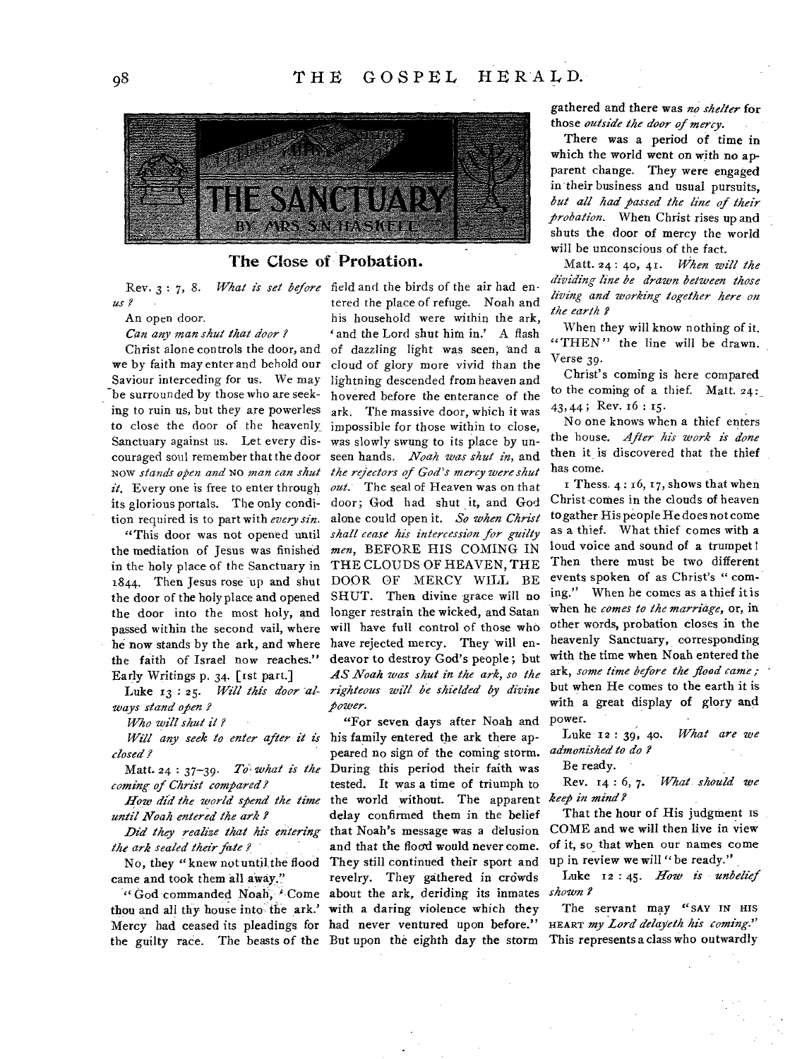# THE SANCTUARY

BY MRS. S. N. HASKELL

## The Close of Probation.

Rev. 3 : 7, 8. *What is set before us?*

An open door.

*Can any man shut that door?*

Christ alone controls the door, and we by faith may enter and behold our Saviour interceding for us. We may be surrounded by those who are seeking to ruin us, but they are powerless to close the door of the heavenly Sanctuary against us. Let every discouraged soul remember that the door NOW *stands open and* NO *man can shut it.* Every one is free to enter through its glorious portals. The only condition required is to part with *every sin.*

"This door was not opened until the mediation of Jesus was finished in the holy place of the Sanctuary in 1844. Then Jesus rose up and shut the door of the holy place and opened the door into the most holy, and passed within the second vail, where he now stands by the ark, and where the faith of Israel now reaches." Early Writings p. 34. [1st part.]

Luke 13 : 25. *Will this door always stand open?*

*Who will shut it?*

*Will any seek to enter after it is closed?*

Matt. 24 : 37–39. *To what is the coming of Christ compared?*

*How did the world spend the time until Noah entered the ark?*

*Did they realize that his entering the ark sealed their fate?*

No, they "knew not until the flood came and took them all away."

"God commanded Noah, 'Come thou and all thy house into the ark.' Mercy had ceased its pleadings for the guilty race. The beasts of the field and the birds of the air had entered the place of refuge. Noah and his household were within the ark, 'and the Lord shut him in.' A flash of dazzling light was seen, and a cloud of glory more vivid than the lightning descended from heaven and hovered before the enterance of the ark. The massive door, which it was impossible for those within to close, was slowly swung to its place by unseen hands. *Noah was shut in,* and *the rejectors of God's mercy were shut out.* The seal of Heaven was on that door; God had shut it, and God alone could open it. *So when Christ shall cease his intercession for guilty men,* BEFORE HIS COMING IN THE CLOUDS OF HEAVEN, THE DOOR OF MERCY WILL BE SHUT. Then divine grace will no longer restrain the wicked, and Satan will have full control of those who have rejected mercy. They will endeavor to destroy God's people; but *AS Noah was shut in the ark, so the righteous will be shielded by divine power.*

"For seven days after Noah and his family entered the ark there appeared no sign of the coming storm. During this period their faith was tested. It was a time of triumph to the world without. The apparent delay confirmed them in the belief that Noah's message was a delusion and that the flood would never come. They still continued their sport and revelry. They gathered in crowds about the ark, deriding its inmates with a daring violence which they had never ventured upon before." But upon the eighth day the storm gathered and there was *no shelter* for those *outside the door of mercy.*

There was a period of time in which the world went on with no apparent change. They were engaged in their business and usual pursuits, *but all had passed the line of their probation.* When Christ rises up and shuts the door of mercy the world will be unconscious of the fact.

Matt. 24 : 40, 41. *When will the dividing line be drawn between those living and working together here on the earth?*

When they will know nothing of it. "THEN" the line will be drawn. Verse 39.

Christ's coming is here compared to the coming of a thief. Matt. 24: 43, 44; Rev. 16 : 15.

No one knows when a thief enters the house. *After his work is done* then it is discovered that the thief has come.

1 Thess. 4 : 16, 17, shows that when Christ comes in the clouds of heaven to gather His people He does not come as a thief. What thief comes with a loud voice and sound of a trumpet! Then there must be two different events spoken of as Christ's "coming." When he comes as a thief it is when he *comes to the marriage,* or, in other words, probation closes in the heavenly Sanctuary, corresponding with the time when Noah entered the ark, *some time before the flood came;* but when He comes to the earth it is with a great display of glory and power.

Luke 12 : 39, 40. *What are we admonished to do?*

Be ready.

Rev. 14 : 6, 7. *What should we keep in mind?*

That the hour of His judgment IS COME and we will then live in view of it, so that when our names come up in review we will "be ready."

Luke 12 : 45. *How is unbelief shown?*

The servant may "SAY IN HIS HEART *my Lord delayeth his coming.*" This represents a class who outwardly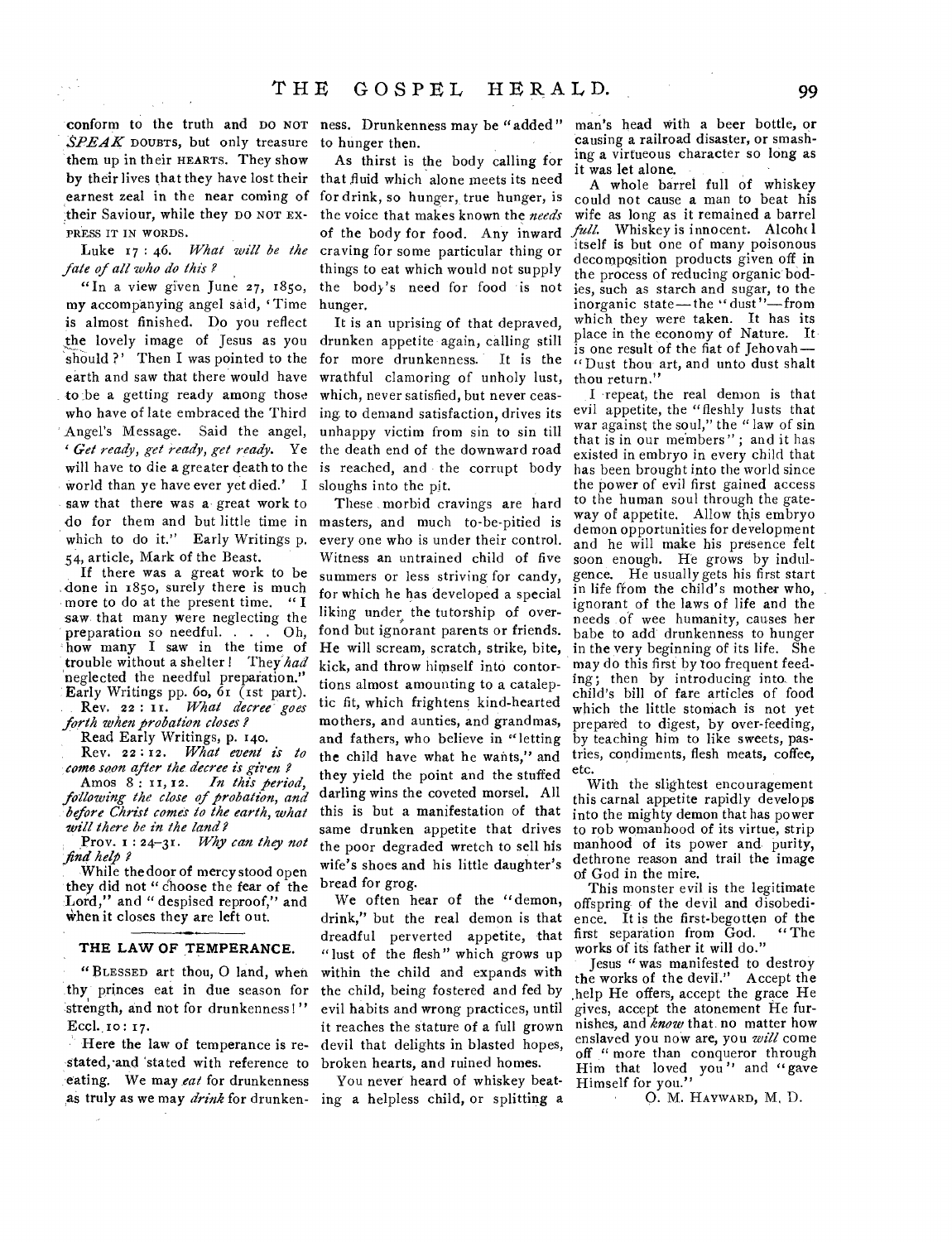conform to the truth and DO NOT *SPEAK* DOUBTS, but only treasure them up in their HEARTS. They show by their lives that they have lost their earnest zeal in the near coming of their Saviour, while they DO NOT EXPRESS IT IN WORDS.

Luke 17 : 46. *What will be the fate of all who do this ?*

"In a view given June 27, 1850, my accompanying angel said, 'Time is almost finished. Do you reflect the lovely image of Jesus as you should ?' Then I was pointed to the earth and saw that there would have to be a getting ready among those who have of late embraced the Third Angel's Message. Said the angel, '*Get ready, get ready, get ready.* Ye will have to die a greater death to the world than ye have ever yet died.' I saw that there was a great work to do for them and but little time in which to do it." Early Writings p. 54, article, Mark of the Beast.

If there was a great work to be done in 1850, surely there is much more to do at the present time. "I saw that many were neglecting the preparation so needful. . . . Oh, how many I saw in the time of trouble without a shelter! They *had* neglected the needful preparation." Early Writings pp. 60, 61 (1st part).

Rev. 22 : 11. *What decree goes forth when probation closes ?*

Read Early Writings, p. 140.

Rev. 22 : 12. *What event is to come soon after the decree is given ?*

Amos 8 : 11, 12. *In this period, following the close of probation, and before Christ comes to the earth, what will there be in the land ?*

Prov. 1 : 24–31. *Why can they not find help ?*

While the door of mercy stood open they did not "choose the fear of the Lord," and "despised reproof," and when it closes they are left out.

## THE LAW OF TEMPERANCE.

"BLESSED art thou, O land, when thy princes eat in due season for strength, and not for drunkenness!" Eccl. 10 : 17.

Here the law of temperance is re-stated, and stated with reference to eating. We may *eat* for drunkenness as truly as we may *drink* for drunkenness. Drunkenness may be "added" to hunger then.

As thirst is the body calling for that fluid which alone meets its need for drink, so hunger, true hunger, is the voice that makes known the *needs* of the body for food. Any inward craving for some particular thing or things to eat which would not supply the body's need for food is not hunger.

It is an uprising of that depraved, drunken appetite again, calling still for more drunkenness. It is the wrathful clamoring of unholy lust, which, never satisfied, but never ceasing to demand satisfaction, drives its unhappy victim from sin to sin till the death end of the downward road is reached, and the corrupt body sloughs into the pit.

These morbid cravings are hard masters, and much to-be-pitied is every one who is under their control. Witness an untrained child of five summers or less striving for candy, for which he has developed a special liking under the tutorship of over-fond but ignorant parents or friends. He will scream, scratch, strike, bite, kick, and throw himself into contortions almost amounting to a cataleptic fit, which frightens kind-hearted mothers, and aunties, and grandmas, and fathers, who believe in "letting the child have what he wants," and they yield the point and the stuffed darling wins the coveted morsel. All this is but a manifestation of that same drunken appetite that drives the poor degraded wretch to sell his wife's shoes and his little daughter's bread for grog.

We often hear of the "demon, drink," but the real demon is that dreadful perverted appetite, that "lust of the flesh" which grows up within the child and expands with the child, being fostered and fed by evil habits and wrong practices, until it reaches the stature of a full grown devil that delights in blasted hopes, broken hearts, and ruined homes.

You never heard of whiskey beating a helpless child, or splitting a man's head with a beer bottle, or causing a railroad disaster, or smashing a virtueous character so long as it was let alone.

A whole barrel full of whiskey could not cause a man to beat his wife as long as it remained a barrel *full.* Whiskey is innocent. Alcohol itself is but one of many poisonous decomposition products given off in the process of reducing organic bodies, such as starch and sugar, to the inorganic state—the "dust"—from which they were taken. It has its place in the economy of Nature. It is one result of the fiat of Jehovah—"Dust thou art, and unto dust shalt thou return."

I repeat, the real demon is that evil appetite, the "fleshly lusts that war against the soul," the "law of sin that is in our members"; and it has existed in embryo in every child that has been brought into the world since the power of evil first gained access to the human soul through the gateway of appetite. Allow this embryo demon opportunities for development and he will make his presence felt soon enough. He grows by indulgence. He usually gets his first start in life from the child's mother who, ignorant of the laws of life and the needs of wee humanity, causes her babe to add drunkenness to hunger in the very beginning of its life. She may do this first by too frequent feeding; then by introducing into the child's bill of fare articles of food which the little stomach is not yet prepared to digest, by over-feeding, by teaching him to like sweets, pastries, condiments, flesh meats, coffee, etc.

With the slightest encouragement this carnal appetite rapidly develops into the mighty demon that has power to rob womanhood of its virtue, strip manhood of its power and purity, dethrone reason and trail the image of God in the mire.

This monster evil is the legitimate offspring of the devil and disobedience. It is the first-begotten of the first separation from God. "The works of its father it will do."

Jesus "was manifested to destroy the works of the devil." Accept the help He offers, accept the grace He gives, accept the atonement He furnishes, and *know* that no matter how enslaved you now are, you *will* come off "more than conqueror through Him that loved you" and "gave Himself for you."

O. M. HAYWARD, M. D.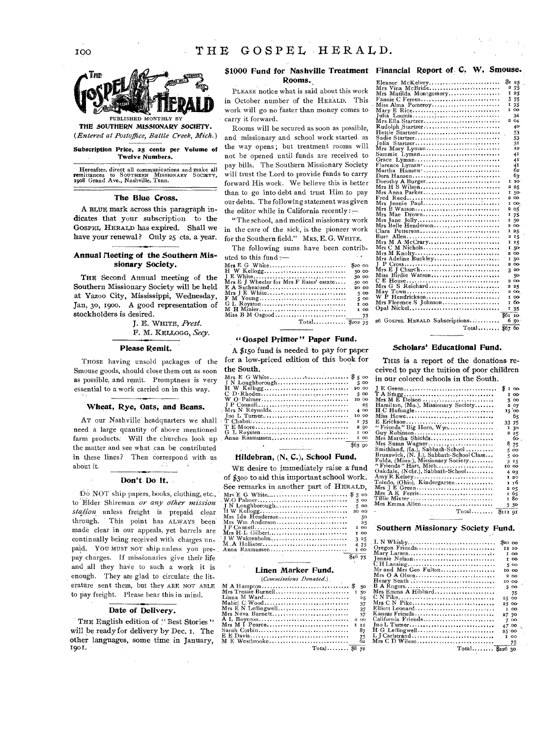THE GOSPEL HERALD

PUBLISHED MONTHLY BY

**THE SOUTHERN MISSIONARY SOCIETY.**

*(Entered at Postoffice, Battle Creek, Mich.)*

**Subscription Price, 25 cents per Volume of Twelve Numbers.**

Hereafter, direct all communications and make all remittances to SOUTHERN MISSIONARY SOCIETY, 1908 Grand Ave., Nashville, Tenn.

### The Blue Cross.

A BLUE mark across this paragraph indicates that your subscription to the GOSPEL HERALD has expired. Shall we have your renewal? Only 25 cts. a year.

### Annual Meeting of the Southern Missionary Society.

THE Second Annual meeting of the Southern Missionary Society will be held at Yazoo City, Mississippi, Wednesday, Jan, 30, 1900. A good representation of stockholders is desired.

J. E. WHITE, *Prest.*
F. M. KELLOGG, *Secy.*

### Please Remit.

THOSE having unsold packages of the Smouse goods, should close them out as soon as possible, and remit. Promptness is very essential to a work carried on in this way.

### Wheat, Rye, Oats, and Beans.

AT our Nashville headquarters we shall need a large quantity of above mentioned farm products. Will the churches look up the matter and see what can be contributed in these lines? Then correspond with us about it.

### Don't Do It.

DO NOT ship papers, books, clothing, etc., to Elder Shireman *or any other mission station* unless freight is prepaid clear through. This point has ALWAYS been made clear in our appeals, yet barrels are continually being received with charges unpaid. YOU MUST NOT ship unless you prepay charges. If missionaries give their life and all they have to such a work it is enough. They are glad to circulate the literature sent them, but they ARE NOT ABLE to pay freight. Please bear this in mind.

### Date of Delivery.

THE English edition of "Best Stories" will be ready for delivery by Dec. 1. The other languages, some time in January, 1901.

### $1000 Fund for Nashville Treatment Rooms.

PLEASE notice what is said about this work in October number of the HERALD. This work will go no faster than money comes to carry it forward.

Rooms will be secured as soon as possible, and missionary and school work started as the way opens; but treatment rooms will not be opened until funds are received to pay bills. The Southern Missionary Society will trust the Lord to provide funds to carry forward His work. We believe this is better than to go into debt and trust Him to pay our debts. The following statement was given the editor while in California recently:—

"The school, and medical missionary work in the care of the sick, is the pioneer work for the Southern field." MRS. E. G. WHITE.

The following sums have been contributed to this fund:—

| | |
|---|---|
| Mrs E G White | $20 00 |
| H W Kellogg | 50 00 |
| J E White | 50 00 |
| Mrs E J Wheeler for Mrs F Estes' estate | 50 00 |
| E A Suthealund | 20 00 |
| Mrs J E White | 5 00 |
| F M Young | 5 00 |
| G L Royston | 1 00 |
| M H Minier | 1 00 |
| Miss B M Osgood | 75 |
| Total | $202 75 |

### "Gospel Primer" Paper Fund.

A $150 fund is needed to pay for paper for a low-priced edition of this book for the South.

| | |
|---|---|
| Mrs E G White | $ 5 00 |
| J N Loughborough | 5 00 |
| H W Kellogg | 20 00 |
| C D Rhodes | 5 00 |
| W O Palmer | 10 00 |
| J P Connell | 25 |
| Mrs N Reynolds | 4 00 |
| Jno L Turner | 10 00 |
| T Chabot | 1 75 |
| T E Moore | 2 90 |
| G L Roysten | 1 00 |
| Anna Rasmussen | 1 00 |
| | $65 90 |

### Hildebran, (N. C.), School Fund.

WE desire to immediately raise a fund of $300 to aid this important school work. See remarks in another part of HERALD,

| | |
|---|---|
| Mrs E G White | $ 5 00 |
| W O Palmer | 5 00 |
| J N Loughborough | 5 00 |
| H W Kellogg | 20 00 |
| Mrs Ida Henderson | 50 |
| Mrs Wm Anderson | 25 |
| J P Connell | 1 00 |
| Mrs H L Gilbert | 1 00 |
| J W Waktenholm | 3 25 |
| M A Hollister | 4 75 |
| Anna Rasmussen | 1 00 |
| | $46 75 |

### Linen Marker Fund.

*(Commissions Donated.)*

| | |
|---|---|
| M A Hampton | $ 50 |
| Mrs Tressie Burnell | 1 50 |
| Linna M Ward | 25 |
| Mabel C Wood | 37 |
| Mrs E N Leffingwell | 37 |
| Mrs Neva Barnett | 37 |
| A L Boynton | 2 00 |
| Mrs M I Pearce | 1 12 |
| Sarah Corbin | 87 |
| E E Davis | 75 |
| M E Westbrooke | 62 |
| Total | $8 72 |

### Financial Report of C. W. Smouse.

| | |
|---|---|
| Eleanor McKelvey | $1 25 |
| Mrs Vina McBride | 2 75 |
| Mrs Matilda Montgomery | 1 25 |
| Fannie C Ferren | 5 75 |
| Miss Alma Pomeroy | 1 75 |
| Mary E Rice | 1 00 |
| Julia Loomis | 34 |
| Mrs Ella Startzer | 2 04 |
| Rudolph Startzer | 40 |
| Hettie Startzer | 53 |
| Sadie Startzer | 53 |
| Julia Startzer | 31 |
| Mrs Mary Lyman | 12 |
| Sammie Lyman | 41 |
| Grace Lyman | 41 |
| Florence Lyman | 41 |
| Martha Hansen | 62 |
| Dora Hansen | 63 |
| Dorothy A Burger | 1 10 |
| Mrs H S Wilson | 2 25 |
| Mrs Anna Parker | 1 50 |
| Fred Reed | 2 00 |
| Mrs Jennie Paul | 1 00 |
| Mrs B Watson | 2 05 |
| Mrs Mae Drown | 1 75 |
| Mrs Jane Jolly | 1 50 |
| Mrs Belle Henderson | 2 00 |
| Clara Petterson | 1 25 |
| Burr Allen | 2 15 |
| Mrs M A McCrary | 1 15 |
| Mrs C M Nichols | 1 50 |
| Mrs M Knolty | 2 00 |
| Mrs Adeline Buckley | 1 50 |
| J P Cross | 2 00 |
| Mrs E J Church | 3 20 |
| Miss Birdie Watson | 50 |
| C E House | 2 00 |
| Mrs G S Reichard | 2 25 |
| May Town | 2 00 |
| W P Hendrickson | 1 00 |
| Mrs Florence S Johnson | 1 60 |
| Opal Nickel | 1 35 |
| | $61 10 |
| 26 GOSPEL HERALD Subscriptions | 6 50 |
| Total | $67 60 |

### Scholars' Educational Fund.

THIS is a report of the donations received to pay the tuition of poor children in our colored schools in the South.

| | |
|---|---|
| J E Green | $ 1 00 |
| T A Stagg | 1 00 |
| Mrs M E Dolson | 5 00 |
| Hamilton, (Mo.), Missionary Society | 2 07 |
| H C Hufnagle | 15 00 |
| Miss Howe | 65 |
| E Erickson | 33 75 |
| "Friends" Big Horn, Wyo | 1 30 |
| Guy Robinson | 2 25 |
| Mrs Martha Shields | 60 |
| Mrs Susan Wagner | 8 75 |
| Smithland, (Ia.), Sabbath-School | 5 00 |
| Brunswick, (N. J.), Sabbath-School Class | 5 00 |
| Fulda, (Minn.), Missionary Society | 3 15 |
| "Friends" Hart, Mich | 10 00 |
| Oakdale, (Nebr.), Sabbath-School | 4 03 |
| Amy R Kelsey | 1 20 |
| Toledo, (Ohio), Kindergarten | 1 16 |
| Mrs J E Green | 2 05 |
| Mrs A K Ferris | 1 65 |
| Tillie Mixter | 1 80 |
| Mrs Emma Allen | 5 50 |
| Total | $111 91 |

### Southern Missionary Society Fund.

| | |
|---|---|
| L N Whisby | $20 00 |
| Oregon Friends | 12 10 |
| Mary Larsen | 1 00 |
| Jennie Nelson | 1 00 |
| C H Lansing | 5 00 |
| Mr and Mrs Geo Fulton | 10 00 |
| Mrs O A Olsen | 2 00 |
| Henry Seath | 10 00 |
| B A Rogers | 5 00 |
| Mrs Emma A Hibbard | 75 |
| C N Pike | 25 00 |
| Mrs C N Pike | 25 00 |
| Elliott Leonard | 1 00 |
| Kansas Friends | 27 70 |
| California Friends | 7 00 |
| Jno L Turner | 47 00 |
| H G Leffingwell | 25 00 |
| L J Carlstrand | 1 00 |
| Mrs C D Wilson | 75 |
| Total | $226 30 |